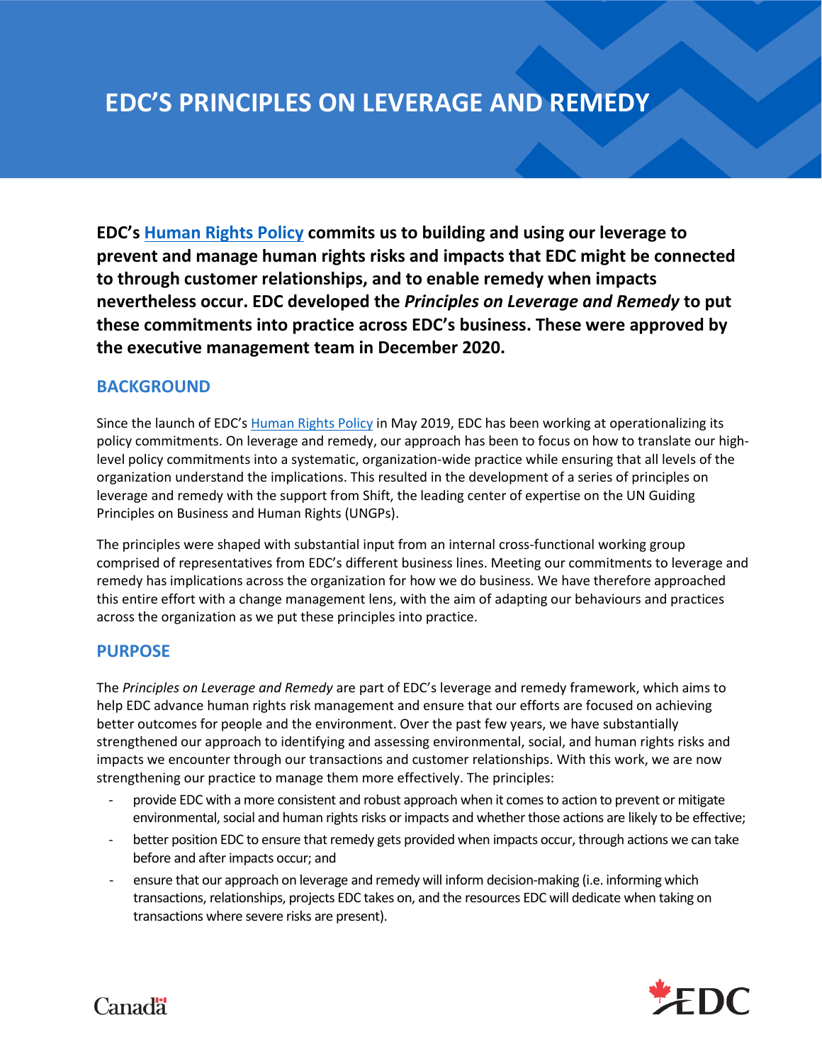# EDC'S PRINCIPLES ON LEVERAGE AND REMEDY

**EDC's Human Rights Policy commits us to building and using our leverage to prevent and manage human rights risks and impacts that EDC might be connected to through customer relationships, and to enable remedy when impacts nevertheless occur. EDC developed the *Principles on Leverage and Remedy* to put these commitments into practice across EDC's business. These were approved by the executive management team in December 2020.**

## BACKGROUND

Since the launch of EDC's Human Rights Policy in May 2019, EDC has been working at operationalizing its policy commitments. On leverage and remedy, our approach has been to focus on how to translate our high-level policy commitments into a systematic, organization-wide practice while ensuring that all levels of the organization understand the implications. This resulted in the development of a series of principles on leverage and remedy with the support from Shift, the leading center of expertise on the UN Guiding Principles on Business and Human Rights (UNGPs).

The principles were shaped with substantial input from an internal cross-functional working group comprised of representatives from EDC's different business lines. Meeting our commitments to leverage and remedy has implications across the organization for how we do business. We have therefore approached this entire effort with a change management lens, with the aim of adapting our behaviours and practices across the organization as we put these principles into practice.

## PURPOSE

The *Principles on Leverage and Remedy* are part of EDC's leverage and remedy framework, which aims to help EDC advance human rights risk management and ensure that our efforts are focused on achieving better outcomes for people and the environment. Over the past few years, we have substantially strengthened our approach to identifying and assessing environmental, social, and human rights risks and impacts we encounter through our transactions and customer relationships. With this work, we are now strengthening our practice to manage them more effectively. The principles:

- provide EDC with a more consistent and robust approach when it comes to action to prevent or mitigate environmental, social and human rights risks or impacts and whether those actions are likely to be effective;
- better position EDC to ensure that remedy gets provided when impacts occur, through actions we can take before and after impacts occur; and
- ensure that our approach on leverage and remedy will inform decision-making (i.e. informing which transactions, relationships, projects EDC takes on, and the resources EDC will dedicate when taking on transactions where severe risks are present).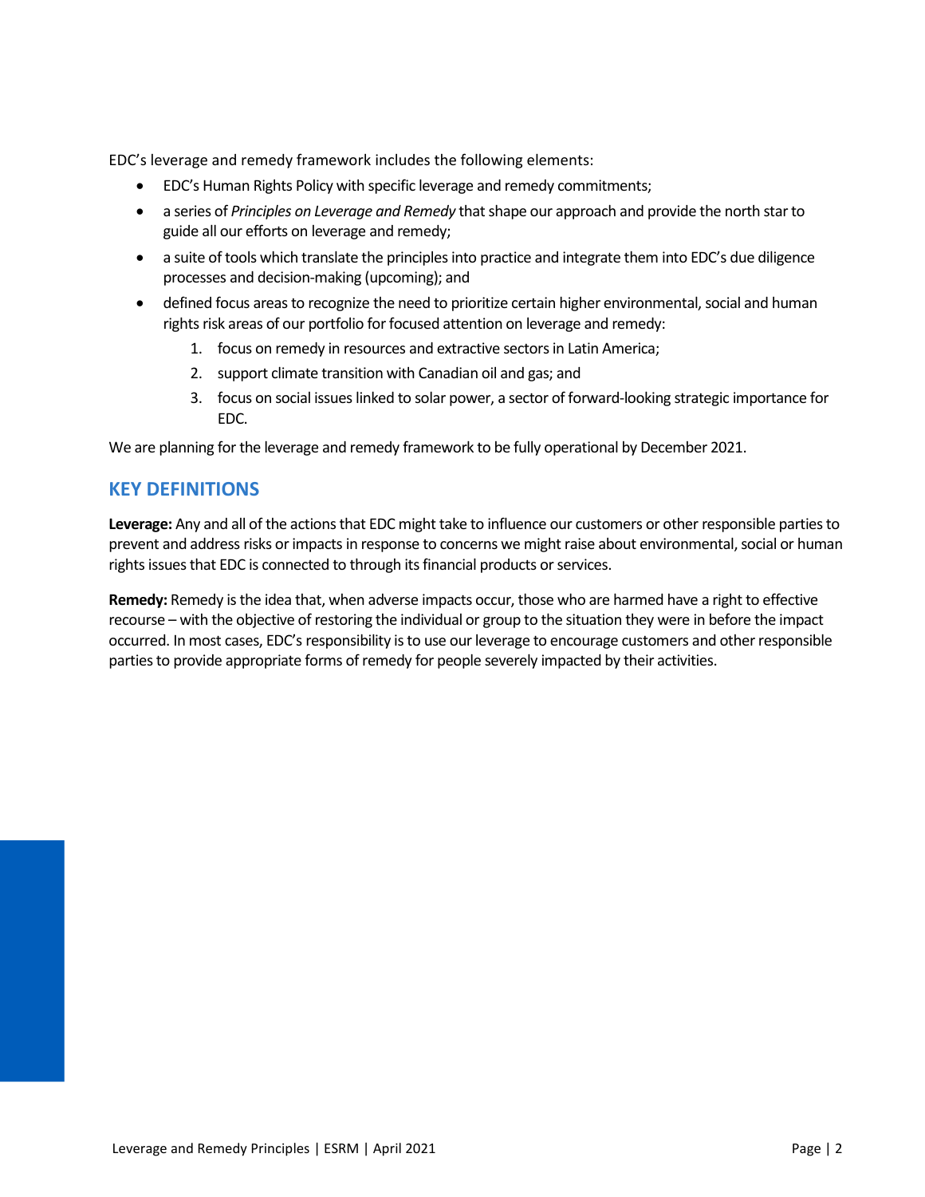EDC's leverage and remedy framework includes the following elements:

- EDC's Human Rights Policy with specific leverage and remedy commitments;
- a series of *Principles on Leverage and Remedy* that shape our approach and provide the north star to guide all our efforts on leverage and remedy;
- a suite of tools which translate the principles into practice and integrate them into EDC's due diligence processes and decision-making (upcoming); and
- defined focus areas to recognize the need to prioritize certain higher environmental, social and human rights risk areas of our portfolio for focused attention on leverage and remedy:
    1. focus on remedy in resources and extractive sectors in Latin America;
    2. support climate transition with Canadian oil and gas; and
    3. focus on social issues linked to solar power, a sector of forward-looking strategic importance for EDC.

We are planning for the leverage and remedy framework to be fully operational by December 2021.

## KEY DEFINITIONS

**Leverage:** Any and all of the actions that EDC might take to influence our customers or other responsible parties to prevent and address risks or impacts in response to concerns we might raise about environmental, social or human rights issues that EDC is connected to through its financial products or services.

**Remedy:** Remedy is the idea that, when adverse impacts occur, those who are harmed have a right to effective recourse – with the objective of restoring the individual or group to the situation they were in before the impact occurred. In most cases, EDC's responsibility is to use our leverage to encourage customers and other responsible parties to provide appropriate forms of remedy for people severely impacted by their activities.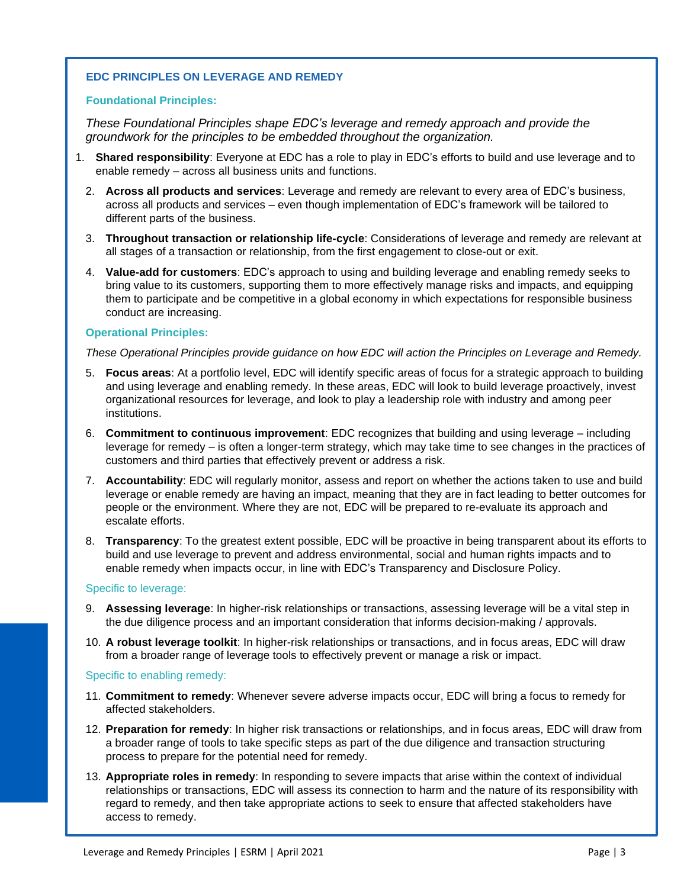## EDC PRINCIPLES ON LEVERAGE AND REMEDY

### Foundational Principles:

*These Foundational Principles shape EDC's leverage and remedy approach and provide the groundwork for the principles to be embedded throughout the organization.*

1. **Shared responsibility**: Everyone at EDC has a role to play in EDC's efforts to build and use leverage and to enable remedy – across all business units and functions.
2. **Across all products and services**: Leverage and remedy are relevant to every area of EDC's business, across all products and services – even though implementation of EDC's framework will be tailored to different parts of the business.
3. **Throughout transaction or relationship life-cycle**: Considerations of leverage and remedy are relevant at all stages of a transaction or relationship, from the first engagement to close-out or exit.
4. **Value-add for customers**: EDC's approach to using and building leverage and enabling remedy seeks to bring value to its customers, supporting them to more effectively manage risks and impacts, and equipping them to participate and be competitive in a global economy in which expectations for responsible business conduct are increasing.

### Operational Principles:

*These Operational Principles provide guidance on how EDC will action the Principles on Leverage and Remedy.*

5. **Focus areas**: At a portfolio level, EDC will identify specific areas of focus for a strategic approach to building and using leverage and enabling remedy. In these areas, EDC will look to build leverage proactively, invest organizational resources for leverage, and look to play a leadership role with industry and among peer institutions.
6. **Commitment to continuous improvement**: EDC recognizes that building and using leverage – including leverage for remedy – is often a longer-term strategy, which may take time to see changes in the practices of customers and third parties that effectively prevent or address a risk.
7. **Accountability**: EDC will regularly monitor, assess and report on whether the actions taken to use and build leverage or enable remedy are having an impact, meaning that they are in fact leading to better outcomes for people or the environment. Where they are not, EDC will be prepared to re-evaluate its approach and escalate efforts.
8. **Transparency**: To the greatest extent possible, EDC will be proactive in being transparent about its efforts to build and use leverage to prevent and address environmental, social and human rights impacts and to enable remedy when impacts occur, in line with EDC's Transparency and Disclosure Policy.

#### Specific to leverage:

9. **Assessing leverage**: In higher-risk relationships or transactions, assessing leverage will be a vital step in the due diligence process and an important consideration that informs decision-making / approvals.
10. **A robust leverage toolkit**: In higher-risk relationships or transactions, and in focus areas, EDC will draw from a broader range of leverage tools to effectively prevent or manage a risk or impact.

#### Specific to enabling remedy:

11. **Commitment to remedy**: Whenever severe adverse impacts occur, EDC will bring a focus to remedy for affected stakeholders.
12. **Preparation for remedy**: In higher risk transactions or relationships, and in focus areas, EDC will draw from a broader range of tools to take specific steps as part of the due diligence and transaction structuring process to prepare for the potential need for remedy.
13. **Appropriate roles in remedy**: In responding to severe impacts that arise within the context of individual relationships or transactions, EDC will assess its connection to harm and the nature of its responsibility with regard to remedy, and then take appropriate actions to seek to ensure that affected stakeholders have access to remedy.